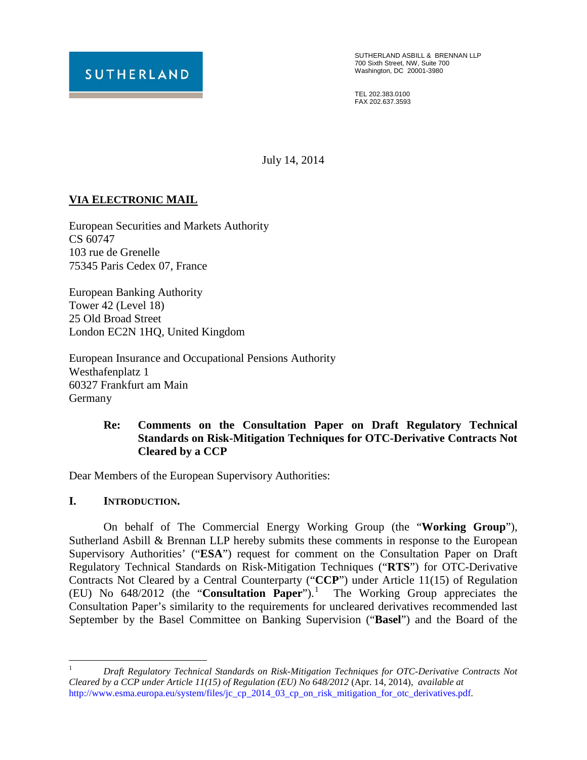SUTHERLAND

SUTHERLAND ASBILL & BRENNAN LLP
700 Sixth Street, NW, Suite 700
Washington, DC 20001-3980

TEL 202.383.0100
FAX 202.637.3593

July 14, 2014

**VIA ELECTRONIC MAIL**

European Securities and Markets Authority
CS 60747
103 rue de Grenelle
75345 Paris Cedex 07, France

European Banking Authority
Tower 42 (Level 18)
25 Old Broad Street
London EC2N 1HQ, United Kingdom

European Insurance and Occupational Pensions Authority
Westhafenplatz 1
60327 Frankfurt am Main
Germany

**Re: Comments on the Consultation Paper on Draft Regulatory Technical Standards on Risk-Mitigation Techniques for OTC-Derivative Contracts Not Cleared by a CCP**

Dear Members of the European Supervisory Authorities:

## I. INTRODUCTION.

On behalf of The Commercial Energy Working Group (the "**Working Group**"), Sutherland Asbill & Brennan LLP hereby submits these comments in response to the European Supervisory Authorities' ("**ESA**") request for comment on the Consultation Paper on Draft Regulatory Technical Standards on Risk-Mitigation Techniques ("**RTS**") for OTC-Derivative Contracts Not Cleared by a Central Counterparty ("**CCP**") under Article 11(15) of Regulation (EU) No 648/2012 (the "**Consultation Paper**").[1] The Working Group appreciates the Consultation Paper's similarity to the requirements for uncleared derivatives recommended last September by the Basel Committee on Banking Supervision ("**Basel**") and the Board of the

[1] *Draft Regulatory Technical Standards on Risk-Mitigation Techniques for OTC-Derivative Contracts Not Cleared by a CCP under Article 11(15) of Regulation (EU) No 648/2012* (Apr. 14, 2014), *available at* http://www.esma.europa.eu/system/files/jc_cp_2014_03_cp_on_risk_mitigation_for_otc_derivatives.pdf.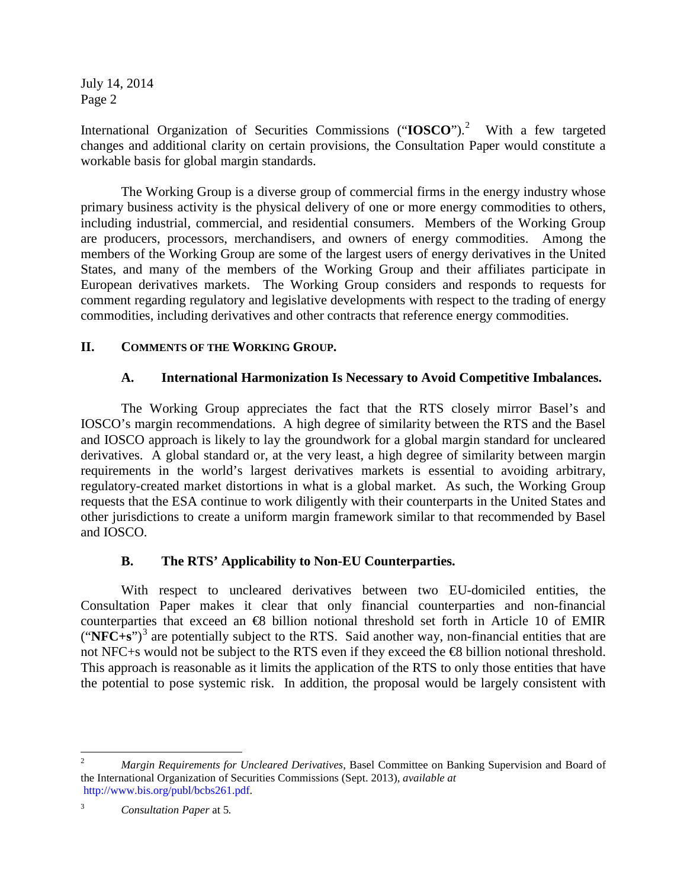International Organization of Securities Commissions ("**IOSCO**").[2] With a few targeted changes and additional clarity on certain provisions, the Consultation Paper would constitute a workable basis for global margin standards.

The Working Group is a diverse group of commercial firms in the energy industry whose primary business activity is the physical delivery of one or more energy commodities to others, including industrial, commercial, and residential consumers. Members of the Working Group are producers, processors, merchandisers, and owners of energy commodities. Among the members of the Working Group are some of the largest users of energy derivatives in the United States, and many of the members of the Working Group and their affiliates participate in European derivatives markets. The Working Group considers and responds to requests for comment regarding regulatory and legislative developments with respect to the trading of energy commodities, including derivatives and other contracts that reference energy commodities.

## II. COMMENTS OF THE WORKING GROUP.

### A. International Harmonization Is Necessary to Avoid Competitive Imbalances.

The Working Group appreciates the fact that the RTS closely mirror Basel's and IOSCO's margin recommendations. A high degree of similarity between the RTS and the Basel and IOSCO approach is likely to lay the groundwork for a global margin standard for uncleared derivatives. A global standard or, at the very least, a high degree of similarity between margin requirements in the world's largest derivatives markets is essential to avoiding arbitrary, regulatory-created market distortions in what is a global market. As such, the Working Group requests that the ESA continue to work diligently with their counterparts in the United States and other jurisdictions to create a uniform margin framework similar to that recommended by Basel and IOSCO.

### B. The RTS' Applicability to Non-EU Counterparties.

With respect to uncleared derivatives between two EU-domiciled entities, the Consultation Paper makes it clear that only financial counterparties and non-financial counterparties that exceed an €8 billion notional threshold set forth in Article 10 of EMIR ("**NFC+s**")[3] are potentially subject to the RTS. Said another way, non-financial entities that are not NFC+s would not be subject to the RTS even if they exceed the €8 billion notional threshold. This approach is reasonable as it limits the application of the RTS to only those entities that have the potential to pose systemic risk. In addition, the proposal would be largely consistent with

---

[2] *Margin Requirements for Uncleared Derivatives*, Basel Committee on Banking Supervision and Board of the International Organization of Securities Commissions (Sept. 2013), *available at* http://www.bis.org/publ/bcbs261.pdf.

[3] *Consultation Paper* at 5.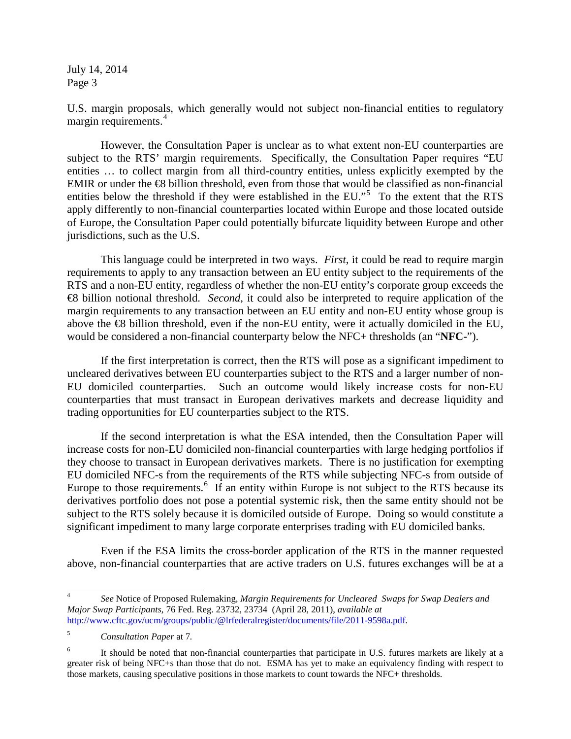U.S. margin proposals, which generally would not subject non-financial entities to regulatory margin requirements.[4]

However, the Consultation Paper is unclear as to what extent non-EU counterparties are subject to the RTS' margin requirements. Specifically, the Consultation Paper requires "EU entities … to collect margin from all third-country entities, unless explicitly exempted by the EMIR or under the €8 billion threshold, even from those that would be classified as non-financial entities below the threshold if they were established in the EU."[5] To the extent that the RTS apply differently to non-financial counterparties located within Europe and those located outside of Europe, the Consultation Paper could potentially bifurcate liquidity between Europe and other jurisdictions, such as the U.S.

This language could be interpreted in two ways. *First*, it could be read to require margin requirements to apply to any transaction between an EU entity subject to the requirements of the RTS and a non-EU entity, regardless of whether the non-EU entity's corporate group exceeds the €8 billion notional threshold. *Second*, it could also be interpreted to require application of the margin requirements to any transaction between an EU entity and non-EU entity whose group is above the €8 billion threshold, even if the non-EU entity, were it actually domiciled in the EU, would be considered a non-financial counterparty below the NFC+ thresholds (an "**NFC-**").

If the first interpretation is correct, then the RTS will pose as a significant impediment to uncleared derivatives between EU counterparties subject to the RTS and a larger number of non-EU domiciled counterparties. Such an outcome would likely increase costs for non-EU counterparties that must transact in European derivatives markets and decrease liquidity and trading opportunities for EU counterparties subject to the RTS.

If the second interpretation is what the ESA intended, then the Consultation Paper will increase costs for non-EU domiciled non-financial counterparties with large hedging portfolios if they choose to transact in European derivatives markets. There is no justification for exempting EU domiciled NFC-s from the requirements of the RTS while subjecting NFC-s from outside of Europe to those requirements.[6] If an entity within Europe is not subject to the RTS because its derivatives portfolio does not pose a potential systemic risk, then the same entity should not be subject to the RTS solely because it is domiciled outside of Europe. Doing so would constitute a significant impediment to many large corporate enterprises trading with EU domiciled banks.

Even if the ESA limits the cross-border application of the RTS in the manner requested above, non-financial counterparties that are active traders on U.S. futures exchanges will be at a

---

[4] *See* Notice of Proposed Rulemaking, *Margin Requirements for Uncleared Swaps for Swap Dealers and Major Swap Participants*, 76 Fed. Reg. 23732, 23734 (April 28, 2011), *available at* http://www.cftc.gov/ucm/groups/public/@lrfederalregister/documents/file/2011-9598a.pdf.

[5] *Consultation Paper* at 7.

[6] It should be noted that non-financial counterparties that participate in U.S. futures markets are likely at a greater risk of being NFC+s than those that do not. ESMA has yet to make an equivalency finding with respect to those markets, causing speculative positions in those markets to count towards the NFC+ thresholds.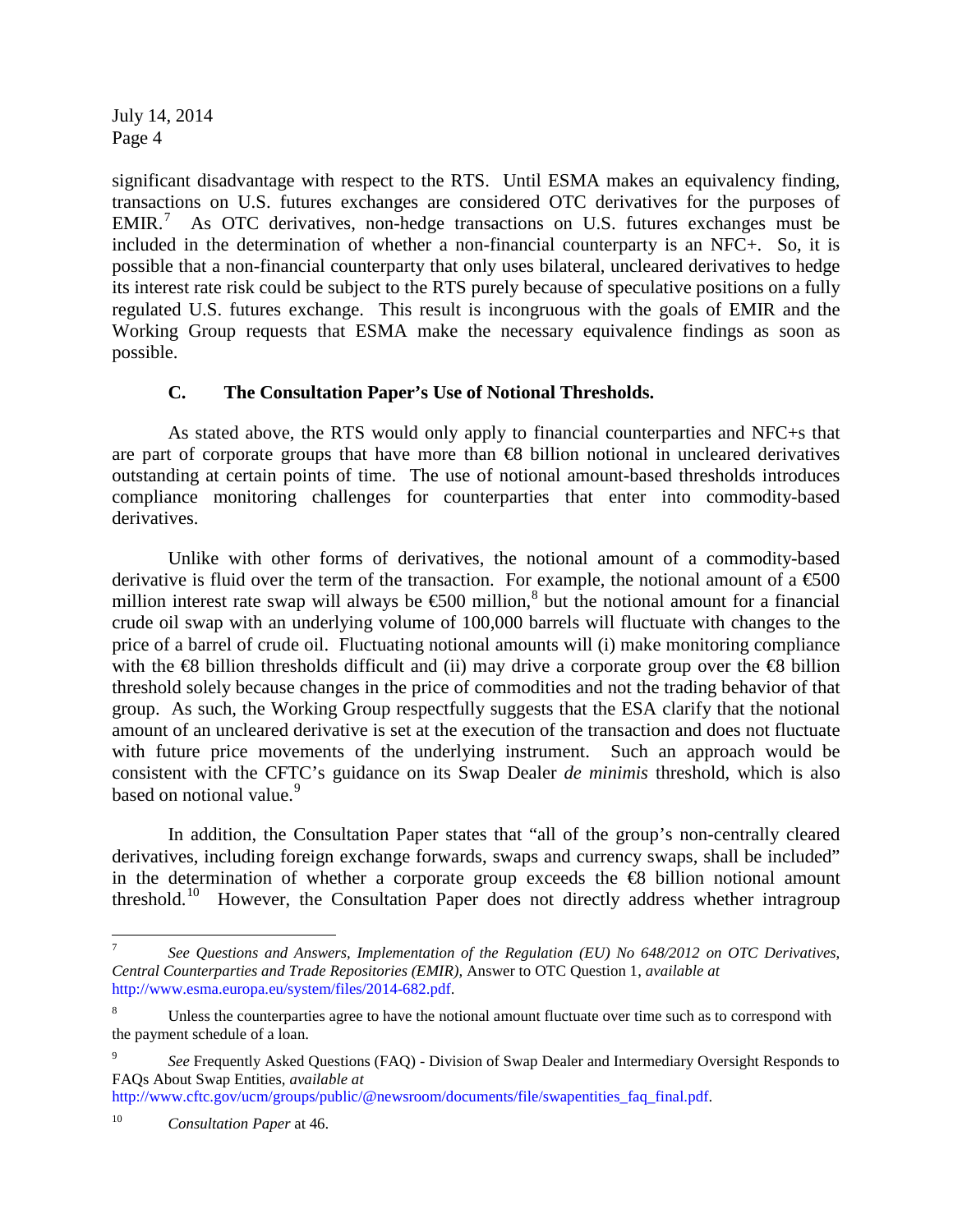significant disadvantage with respect to the RTS. Until ESMA makes an equivalency finding, transactions on U.S. futures exchanges are considered OTC derivatives for the purposes of EMIR.[7] As OTC derivatives, non-hedge transactions on U.S. futures exchanges must be included in the determination of whether a non-financial counterparty is an NFC+. So, it is possible that a non-financial counterparty that only uses bilateral, uncleared derivatives to hedge its interest rate risk could be subject to the RTS purely because of speculative positions on a fully regulated U.S. futures exchange. This result is incongruous with the goals of EMIR and the Working Group requests that ESMA make the necessary equivalence findings as soon as possible.

### C. The Consultation Paper's Use of Notional Thresholds.

As stated above, the RTS would only apply to financial counterparties and NFC+s that are part of corporate groups that have more than €8 billion notional in uncleared derivatives outstanding at certain points of time. The use of notional amount-based thresholds introduces compliance monitoring challenges for counterparties that enter into commodity-based derivatives.

Unlike with other forms of derivatives, the notional amount of a commodity-based derivative is fluid over the term of the transaction. For example, the notional amount of a €500 million interest rate swap will always be €500 million,[8] but the notional amount for a financial crude oil swap with an underlying volume of 100,000 barrels will fluctuate with changes to the price of a barrel of crude oil. Fluctuating notional amounts will (i) make monitoring compliance with the €8 billion thresholds difficult and (ii) may drive a corporate group over the €8 billion threshold solely because changes in the price of commodities and not the trading behavior of that group. As such, the Working Group respectfully suggests that the ESA clarify that the notional amount of an uncleared derivative is set at the execution of the transaction and does not fluctuate with future price movements of the underlying instrument. Such an approach would be consistent with the CFTC's guidance on its Swap Dealer *de minimis* threshold, which is also based on notional value.[9]

In addition, the Consultation Paper states that "all of the group's non-centrally cleared derivatives, including foreign exchange forwards, swaps and currency swaps, shall be included" in the determination of whether a corporate group exceeds the €8 billion notional amount threshold.[10] However, the Consultation Paper does not directly address whether intragroup

---

[7] *See Questions and Answers, Implementation of the Regulation (EU) No 648/2012 on OTC Derivatives, Central Counterparties and Trade Repositories (EMIR)*, Answer to OTC Question 1, *available at* http://www.esma.europa.eu/system/files/2014-682.pdf.

[8] Unless the counterparties agree to have the notional amount fluctuate over time such as to correspond with the payment schedule of a loan.

[9] *See* Frequently Asked Questions (FAQ) - Division of Swap Dealer and Intermediary Oversight Responds to FAQs About Swap Entities, *available at* http://www.cftc.gov/ucm/groups/public/@newsroom/documents/file/swapentities_faq_final.pdf.

[10] *Consultation Paper* at 46.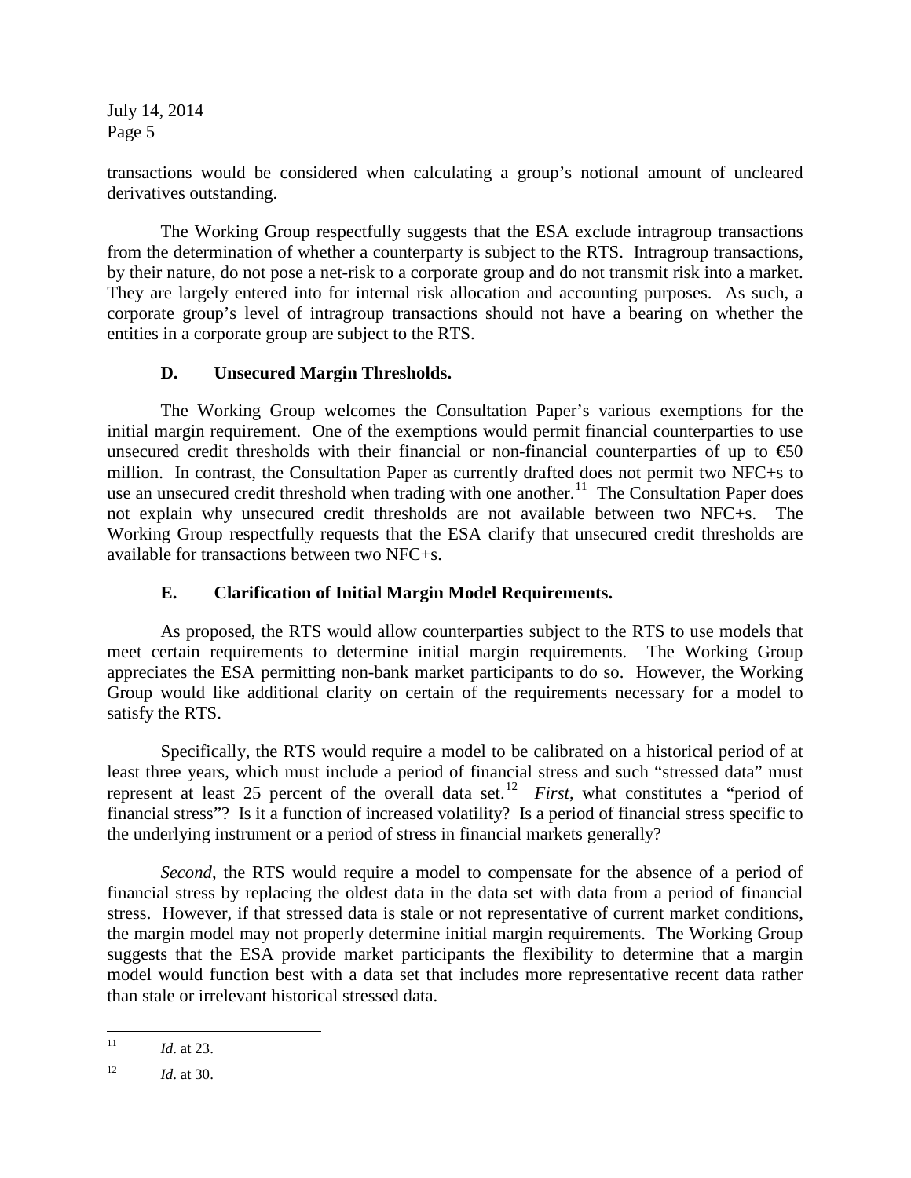transactions would be considered when calculating a group's notional amount of uncleared derivatives outstanding.

The Working Group respectfully suggests that the ESA exclude intragroup transactions from the determination of whether a counterparty is subject to the RTS. Intragroup transactions, by their nature, do not pose a net-risk to a corporate group and do not transmit risk into a market. They are largely entered into for internal risk allocation and accounting purposes. As such, a corporate group's level of intragroup transactions should not have a bearing on whether the entities in a corporate group are subject to the RTS.

### D. Unsecured Margin Thresholds.

The Working Group welcomes the Consultation Paper's various exemptions for the initial margin requirement. One of the exemptions would permit financial counterparties to use unsecured credit thresholds with their financial or non-financial counterparties of up to €50 million. In contrast, the Consultation Paper as currently drafted does not permit two NFC+s to use an unsecured credit threshold when trading with one another.[11] The Consultation Paper does not explain why unsecured credit thresholds are not available between two NFC+s. The Working Group respectfully requests that the ESA clarify that unsecured credit thresholds are available for transactions between two NFC+s.

### E. Clarification of Initial Margin Model Requirements.

As proposed, the RTS would allow counterparties subject to the RTS to use models that meet certain requirements to determine initial margin requirements. The Working Group appreciates the ESA permitting non-bank market participants to do so. However, the Working Group would like additional clarity on certain of the requirements necessary for a model to satisfy the RTS.

Specifically, the RTS would require a model to be calibrated on a historical period of at least three years, which must include a period of financial stress and such "stressed data" must represent at least 25 percent of the overall data set.[12] *First*, what constitutes a "period of financial stress"? Is it a function of increased volatility? Is a period of financial stress specific to the underlying instrument or a period of stress in financial markets generally?

*Second*, the RTS would require a model to compensate for the absence of a period of financial stress by replacing the oldest data in the data set with data from a period of financial stress. However, if that stressed data is stale or not representative of current market conditions, the margin model may not properly determine initial margin requirements. The Working Group suggests that the ESA provide market participants the flexibility to determine that a margin model would function best with a data set that includes more representative recent data rather than stale or irrelevant historical stressed data.

---

[11] *Id*. at 23.

[12] *Id*. at 30.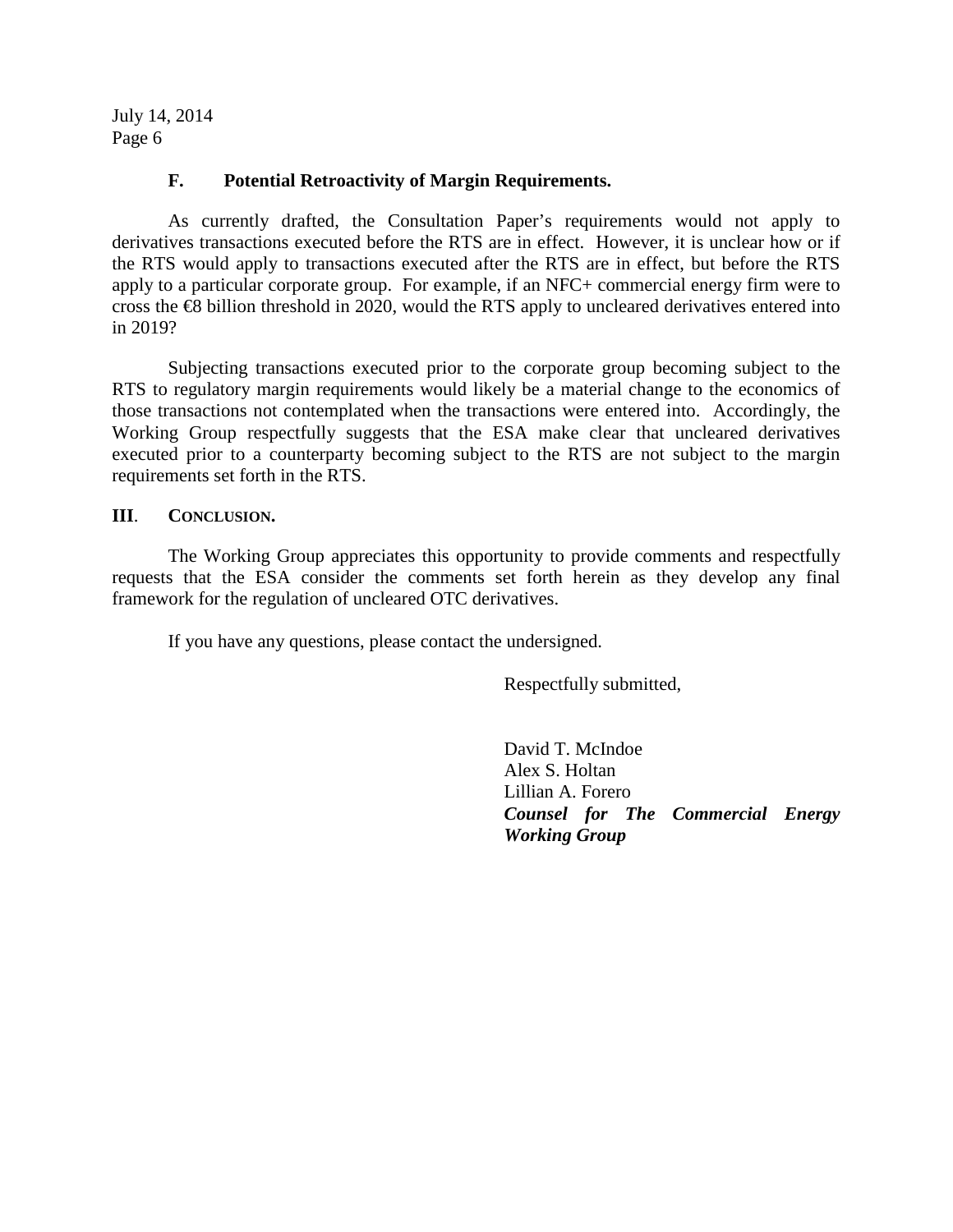### F. Potential Retroactivity of Margin Requirements.

As currently drafted, the Consultation Paper's requirements would not apply to derivatives transactions executed before the RTS are in effect. However, it is unclear how or if the RTS would apply to transactions executed after the RTS are in effect, but before the RTS apply to a particular corporate group. For example, if an NFC+ commercial energy firm were to cross the €8 billion threshold in 2020, would the RTS apply to uncleared derivatives entered into in 2019?

Subjecting transactions executed prior to the corporate group becoming subject to the RTS to regulatory margin requirements would likely be a material change to the economics of those transactions not contemplated when the transactions were entered into. Accordingly, the Working Group respectfully suggests that the ESA make clear that uncleared derivatives executed prior to a counterparty becoming subject to the RTS are not subject to the margin requirements set forth in the RTS.

## III. CONCLUSION.

The Working Group appreciates this opportunity to provide comments and respectfully requests that the ESA consider the comments set forth herein as they develop any final framework for the regulation of uncleared OTC derivatives.

If you have any questions, please contact the undersigned.

Respectfully submitted,

David T. McIndoe
Alex S. Holtan
Lillian A. Forero
***Counsel for The Commercial Energy Working Group***